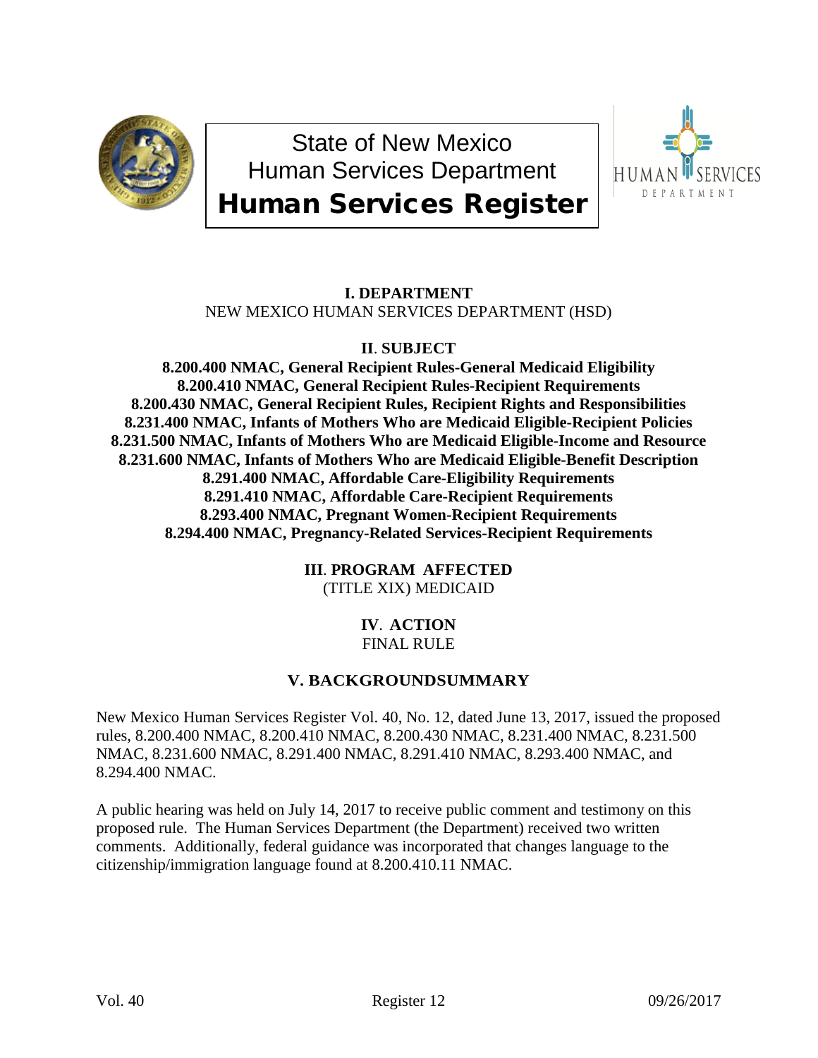# State of New Mexico Human Services Department

# Human Services Register

**I. DEPARTMENT**

NEW MEXICO HUMAN SERVICES DEPARTMENT (HSD)

**II. SUBJECT**

**8.200.400 NMAC, General Recipient Rules-General Medicaid Eligibility**
**8.200.410 NMAC, General Recipient Rules-Recipient Requirements**
**8.200.430 NMAC, General Recipient Rules, Recipient Rights and Responsibilities**
**8.231.400 NMAC, Infants of Mothers Who are Medicaid Eligible-Recipient Policies**
**8.231.500 NMAC, Infants of Mothers Who are Medicaid Eligible-Income and Resource**
**8.231.600 NMAC, Infants of Mothers Who are Medicaid Eligible-Benefit Description**
**8.291.400 NMAC, Affordable Care-Eligibility Requirements**
**8.291.410 NMAC, Affordable Care-Recipient Requirements**
**8.293.400 NMAC, Pregnant Women-Recipient Requirements**
**8.294.400 NMAC, Pregnancy-Related Services-Recipient Requirements**

**III. PROGRAM AFFECTED**

(TITLE XIX) MEDICAID

**IV. ACTION**

FINAL RULE

**V. BACKGROUNDSUMMARY**

New Mexico Human Services Register Vol. 40, No. 12, dated June 13, 2017, issued the proposed rules, 8.200.400 NMAC, 8.200.410 NMAC, 8.200.430 NMAC, 8.231.400 NMAC, 8.231.500 NMAC, 8.231.600 NMAC, 8.291.400 NMAC, 8.291.410 NMAC, 8.293.400 NMAC, and 8.294.400 NMAC.

A public hearing was held on July 14, 2017 to receive public comment and testimony on this proposed rule. The Human Services Department (the Department) received two written comments. Additionally, federal guidance was incorporated that changes language to the citizenship/immigration language found at 8.200.410.11 NMAC.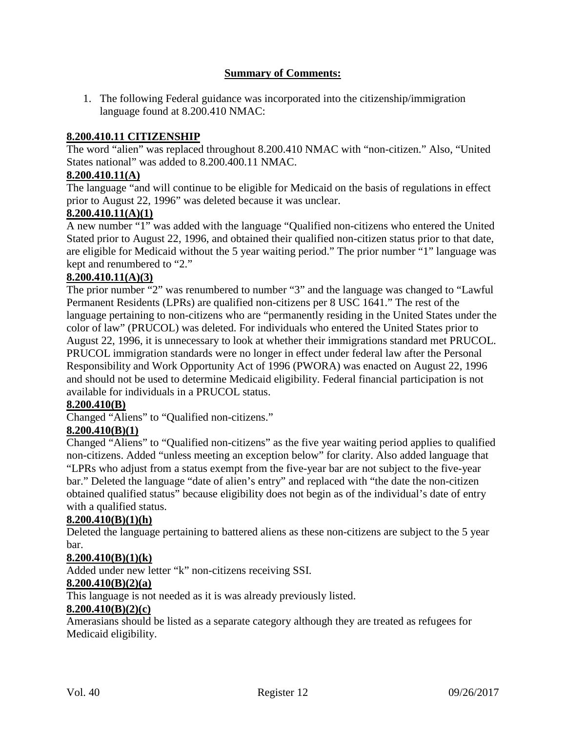**Summary of Comments:**

1. The following Federal guidance was incorporated into the citizenship/immigration language found at 8.200.410 NMAC:

**8.200.410.11 CITIZENSHIP**

The word "alien" was replaced throughout 8.200.410 NMAC with "non-citizen." Also, "United States national" was added to 8.200.400.11 NMAC.

**8.200.410.11(A)**

The language "and will continue to be eligible for Medicaid on the basis of regulations in effect prior to August 22, 1996" was deleted because it was unclear.

**8.200.410.11(A)(1)**

A new number "1" was added with the language "Qualified non-citizens who entered the United Stated prior to August 22, 1996, and obtained their qualified non-citizen status prior to that date, are eligible for Medicaid without the 5 year waiting period." The prior number "1" language was kept and renumbered to "2."

**8.200.410.11(A)(3)**

The prior number "2" was renumbered to number "3" and the language was changed to "Lawful Permanent Residents (LPRs) are qualified non-citizens per 8 USC 1641." The rest of the language pertaining to non-citizens who are "permanently residing in the United States under the color of law" (PRUCOL) was deleted. For individuals who entered the United States prior to August 22, 1996, it is unnecessary to look at whether their immigrations standard met PRUCOL. PRUCOL immigration standards were no longer in effect under federal law after the Personal Responsibility and Work Opportunity Act of 1996 (PWORA) was enacted on August 22, 1996 and should not be used to determine Medicaid eligibility. Federal financial participation is not available for individuals in a PRUCOL status.

**8.200.410(B)**

Changed "Aliens" to "Qualified non-citizens."

**8.200.410(B)(1)**

Changed "Aliens" to "Qualified non-citizens" as the five year waiting period applies to qualified non-citizens. Added "unless meeting an exception below" for clarity. Also added language that "LPRs who adjust from a status exempt from the five-year bar are not subject to the five-year bar." Deleted the language "date of alien's entry" and replaced with "the date the non-citizen obtained qualified status" because eligibility does not begin as of the individual's date of entry with a qualified status.

**8.200.410(B)(1)(h)**

Deleted the language pertaining to battered aliens as these non-citizens are subject to the 5 year bar.

**8.200.410(B)(1)(k)**

Added under new letter "k" non-citizens receiving SSI.

**8.200.410(B)(2)(a)**

This language is not needed as it is was already previously listed.

**8.200.410(B)(2)(c)**

Amerasians should be listed as a separate category although they are treated as refugees for Medicaid eligibility.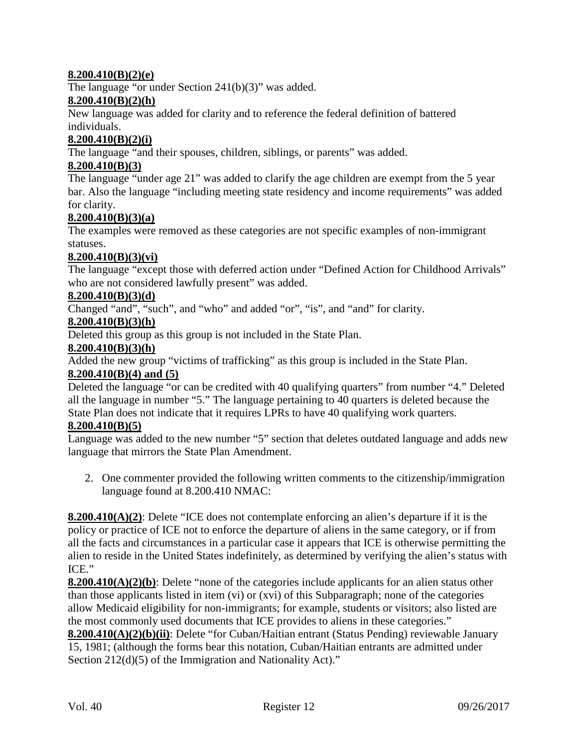**8.200.410(B)(2)(e)**

The language "or under Section 241(b)(3)" was added.

**8.200.410(B)(2)(h)**

New language was added for clarity and to reference the federal definition of battered individuals.

**8.200.410(B)(2)(i)**

The language "and their spouses, children, siblings, or parents" was added.

**8.200.410(B)(3)**

The language "under age 21" was added to clarify the age children are exempt from the 5 year bar. Also the language "including meeting state residency and income requirements" was added for clarity.

**8.200.410(B)(3)(a)**

The examples were removed as these categories are not specific examples of non-immigrant statuses.

**8.200.410(B)(3)(vi)**

The language "except those with deferred action under "Defined Action for Childhood Arrivals" who are not considered lawfully present" was added.

**8.200.410(B)(3)(d)**

Changed "and", "such", and "who" and added "or", "is", and "and" for clarity.

**8.200.410(B)(3)(h)**

Deleted this group as this group is not included in the State Plan.

**8.200.410(B)(3)(h)**

Added the new group "victims of trafficking" as this group is included in the State Plan.

**8.200.410(B)(4) and (5)**

Deleted the language "or can be credited with 40 qualifying quarters" from number "4." Deleted all the language in number "5." The language pertaining to 40 quarters is deleted because the State Plan does not indicate that it requires LPRs to have 40 qualifying work quarters.

**8.200.410(B)(5)**

Language was added to the new number "5" section that deletes outdated language and adds new language that mirrors the State Plan Amendment.

2. One commenter provided the following written comments to the citizenship/immigration language found at 8.200.410 NMAC:

**8.200.410(A)(2)**: Delete "ICE does not contemplate enforcing an alien's departure if it is the policy or practice of ICE not to enforce the departure of aliens in the same category, or if from all the facts and circumstances in a particular case it appears that ICE is otherwise permitting the alien to reside in the United States indefinitely, as determined by verifying the alien's status with ICE."

**8.200.410(A)(2)(b)**: Delete "none of the categories include applicants for an alien status other than those applicants listed in item (vi) or (xvi) of this Subparagraph; none of the categories allow Medicaid eligibility for non-immigrants; for example, students or visitors; also listed are the most commonly used documents that ICE provides to aliens in these categories."

**8.200.410(A)(2)(b)(ii)**: Delete "for Cuban/Haitian entrant (Status Pending) reviewable January 15, 1981; (although the forms bear this notation, Cuban/Haitian entrants are admitted under Section 212(d)(5) of the Immigration and Nationality Act)."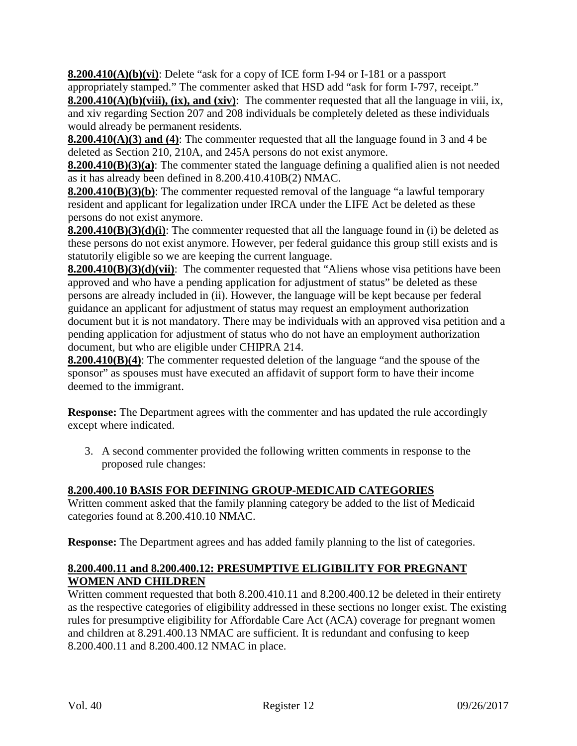**8.200.410(A)(b)(vi)**: Delete “ask for a copy of ICE form I-94 or I-181 or a passport appropriately stamped.” The commenter asked that HSD add “ask for form I-797, receipt.”
**8.200.410(A)(b)(viii), (ix), and (xiv)**: The commenter requested that all the language in viii, ix, and xiv regarding Section 207 and 208 individuals be completely deleted as these individuals would already be permanent residents.
**8.200.410(A)(3) and (4)**: The commenter requested that all the language found in 3 and 4 be deleted as Section 210, 210A, and 245A persons do not exist anymore.
**8.200.410(B)(3)(a)**: The commenter stated the language defining a qualified alien is not needed as it has already been defined in 8.200.410.410B(2) NMAC.
**8.200.410(B)(3)(b)**: The commenter requested removal of the language “a lawful temporary resident and applicant for legalization under IRCA under the LIFE Act be deleted as these persons do not exist anymore.
**8.200.410(B)(3)(d)(i)**: The commenter requested that all the language found in (i) be deleted as these persons do not exist anymore. However, per federal guidance this group still exists and is statutorily eligible so we are keeping the current language.
**8.200.410(B)(3)(d)(vii)**: The commenter requested that “Aliens whose visa petitions have been approved and who have a pending application for adjustment of status” be deleted as these persons are already included in (ii). However, the language will be kept because per federal guidance an applicant for adjustment of status may request an employment authorization document but it is not mandatory. There may be individuals with an approved visa petition and a pending application for adjustment of status who do not have an employment authorization document, but who are eligible under CHIPRA 214.
**8.200.410(B)(4)**: The commenter requested deletion of the language “and the spouse of the sponsor” as spouses must have executed an affidavit of support form to have their income deemed to the immigrant.

**Response:** The Department agrees with the commenter and has updated the rule accordingly except where indicated.

3. A second commenter provided the following written comments in response to the proposed rule changes:

**8.200.400.10 BASIS FOR DEFINING GROUP-MEDICAID CATEGORIES**

Written comment asked that the family planning category be added to the list of Medicaid categories found at 8.200.410.10 NMAC.

**Response:** The Department agrees and has added family planning to the list of categories.

**8.200.400.11 and 8.200.400.12: PRESUMPTIVE ELIGIBILITY FOR PREGNANT WOMEN AND CHILDREN**

Written comment requested that both 8.200.410.11 and 8.200.400.12 be deleted in their entirety as the respective categories of eligibility addressed in these sections no longer exist. The existing rules for presumptive eligibility for Affordable Care Act (ACA) coverage for pregnant women and children at 8.291.400.13 NMAC are sufficient. It is redundant and confusing to keep 8.200.400.11 and 8.200.400.12 NMAC in place.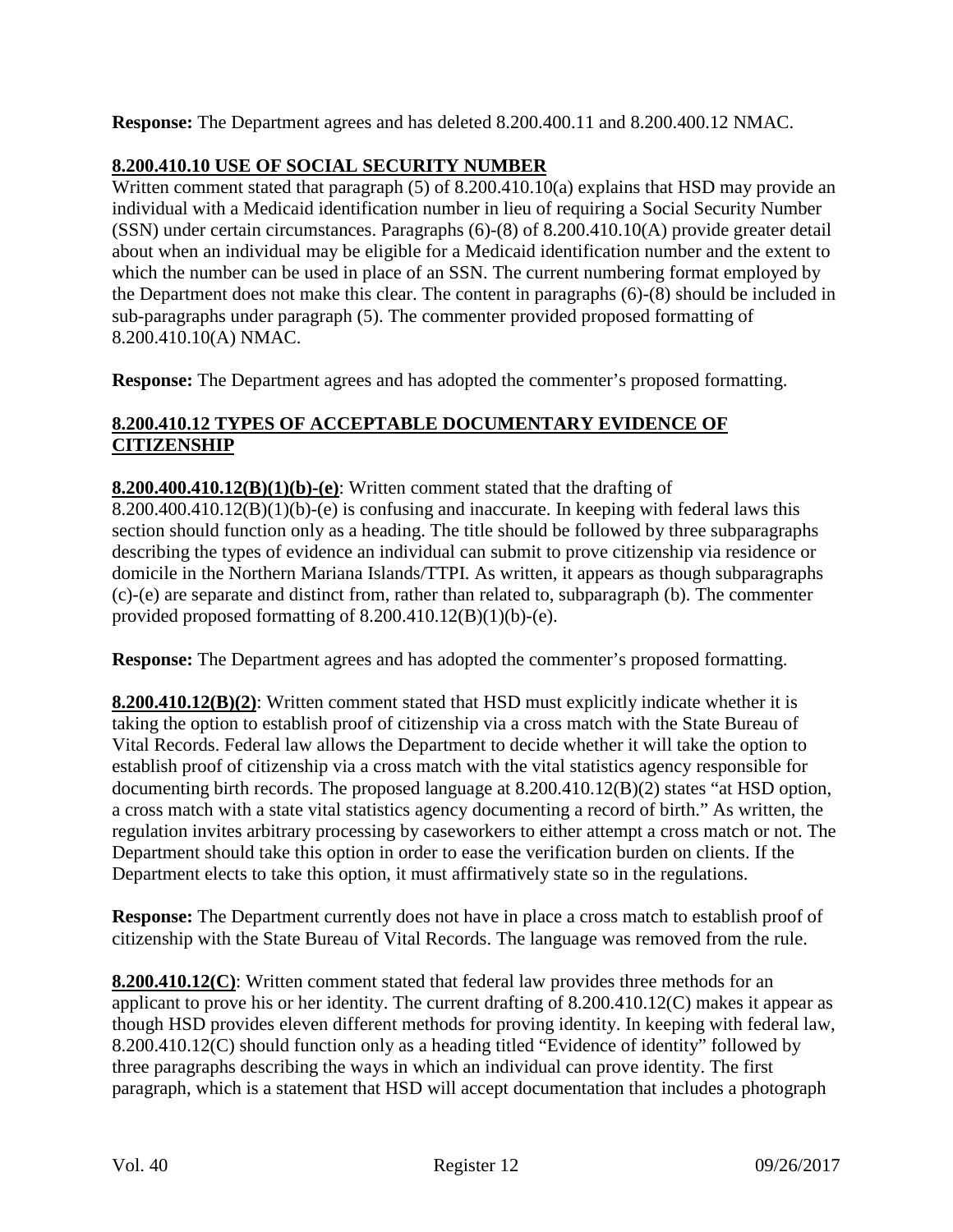**Response:** The Department agrees and has deleted 8.200.400.11 and 8.200.400.12 NMAC.

**8.200.410.10 USE OF SOCIAL SECURITY NUMBER**

Written comment stated that paragraph (5) of 8.200.410.10(a) explains that HSD may provide an individual with a Medicaid identification number in lieu of requiring a Social Security Number (SSN) under certain circumstances. Paragraphs (6)-(8) of 8.200.410.10(A) provide greater detail about when an individual may be eligible for a Medicaid identification number and the extent to which the number can be used in place of an SSN. The current numbering format employed by the Department does not make this clear. The content in paragraphs (6)-(8) should be included in sub-paragraphs under paragraph (5). The commenter provided proposed formatting of 8.200.410.10(A) NMAC.

**Response:** The Department agrees and has adopted the commenter's proposed formatting.

**8.200.410.12 TYPES OF ACCEPTABLE DOCUMENTARY EVIDENCE OF CITIZENSHIP**

**8.200.400.410.12(B)(1)(b)-(e)**: Written comment stated that the drafting of 8.200.400.410.12(B)(1)(b)-(e) is confusing and inaccurate. In keeping with federal laws this section should function only as a heading. The title should be followed by three subparagraphs describing the types of evidence an individual can submit to prove citizenship via residence or domicile in the Northern Mariana Islands/TTPI. As written, it appears as though subparagraphs (c)-(e) are separate and distinct from, rather than related to, subparagraph (b). The commenter provided proposed formatting of 8.200.410.12(B)(1)(b)-(e).

**Response:** The Department agrees and has adopted the commenter's proposed formatting.

**8.200.410.12(B)(2)**: Written comment stated that HSD must explicitly indicate whether it is taking the option to establish proof of citizenship via a cross match with the State Bureau of Vital Records. Federal law allows the Department to decide whether it will take the option to establish proof of citizenship via a cross match with the vital statistics agency responsible for documenting birth records. The proposed language at 8.200.410.12(B)(2) states "at HSD option, a cross match with a state vital statistics agency documenting a record of birth." As written, the regulation invites arbitrary processing by caseworkers to either attempt a cross match or not. The Department should take this option in order to ease the verification burden on clients. If the Department elects to take this option, it must affirmatively state so in the regulations.

**Response:** The Department currently does not have in place a cross match to establish proof of citizenship with the State Bureau of Vital Records. The language was removed from the rule.

**8.200.410.12(C)**: Written comment stated that federal law provides three methods for an applicant to prove his or her identity. The current drafting of 8.200.410.12(C) makes it appear as though HSD provides eleven different methods for proving identity. In keeping with federal law, 8.200.410.12(C) should function only as a heading titled "Evidence of identity" followed by three paragraphs describing the ways in which an individual can prove identity. The first paragraph, which is a statement that HSD will accept documentation that includes a photograph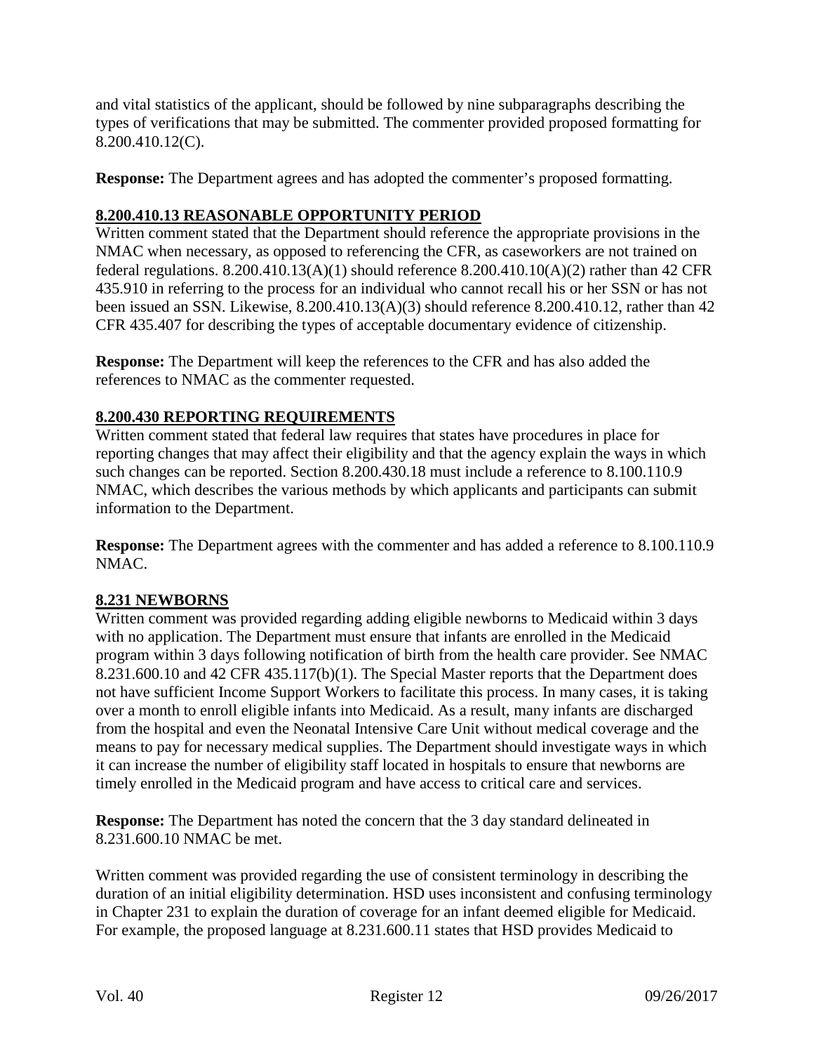and vital statistics of the applicant, should be followed by nine subparagraphs describing the types of verifications that may be submitted. The commenter provided proposed formatting for 8.200.410.12(C).

**Response:** The Department agrees and has adopted the commenter's proposed formatting.

## 8.200.410.13 REASONABLE OPPORTUNITY PERIOD

Written comment stated that the Department should reference the appropriate provisions in the NMAC when necessary, as opposed to referencing the CFR, as caseworkers are not trained on federal regulations. 8.200.410.13(A)(1) should reference 8.200.410.10(A)(2) rather than 42 CFR 435.910 in referring to the process for an individual who cannot recall his or her SSN or has not been issued an SSN. Likewise, 8.200.410.13(A)(3) should reference 8.200.410.12, rather than 42 CFR 435.407 for describing the types of acceptable documentary evidence of citizenship.

**Response:** The Department will keep the references to the CFR and has also added the references to NMAC as the commenter requested.

## 8.200.430 REPORTING REQUIREMENTS

Written comment stated that federal law requires that states have procedures in place for reporting changes that may affect their eligibility and that the agency explain the ways in which such changes can be reported. Section 8.200.430.18 must include a reference to 8.100.110.9 NMAC, which describes the various methods by which applicants and participants can submit information to the Department.

**Response:** The Department agrees with the commenter and has added a reference to 8.100.110.9 NMAC.

## 8.231 NEWBORNS

Written comment was provided regarding adding eligible newborns to Medicaid within 3 days with no application. The Department must ensure that infants are enrolled in the Medicaid program within 3 days following notification of birth from the health care provider. See NMAC 8.231.600.10 and 42 CFR 435.117(b)(1). The Special Master reports that the Department does not have sufficient Income Support Workers to facilitate this process. In many cases, it is taking over a month to enroll eligible infants into Medicaid. As a result, many infants are discharged from the hospital and even the Neonatal Intensive Care Unit without medical coverage and the means to pay for necessary medical supplies. The Department should investigate ways in which it can increase the number of eligibility staff located in hospitals to ensure that newborns are timely enrolled in the Medicaid program and have access to critical care and services.

**Response:** The Department has noted the concern that the 3 day standard delineated in 8.231.600.10 NMAC be met.

Written comment was provided regarding the use of consistent terminology in describing the duration of an initial eligibility determination. HSD uses inconsistent and confusing terminology in Chapter 231 to explain the duration of coverage for an infant deemed eligible for Medicaid. For example, the proposed language at 8.231.600.11 states that HSD provides Medicaid to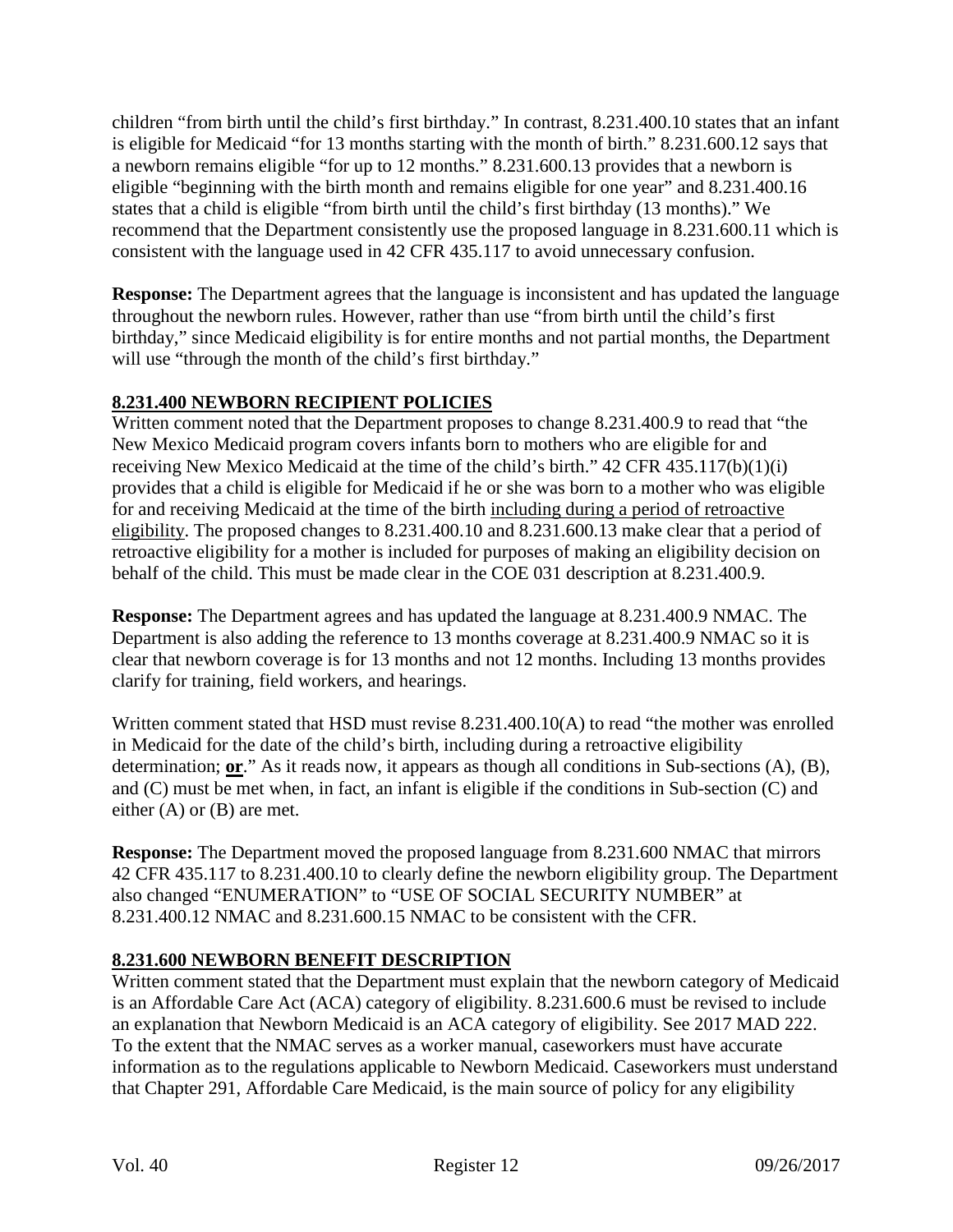children "from birth until the child's first birthday." In contrast, 8.231.400.10 states that an infant is eligible for Medicaid "for 13 months starting with the month of birth." 8.231.600.12 says that a newborn remains eligible "for up to 12 months." 8.231.600.13 provides that a newborn is eligible "beginning with the birth month and remains eligible for one year" and 8.231.400.16 states that a child is eligible "from birth until the child's first birthday (13 months)." We recommend that the Department consistently use the proposed language in 8.231.600.11 which is consistent with the language used in 42 CFR 435.117 to avoid unnecessary confusion.

**Response:** The Department agrees that the language is inconsistent and has updated the language throughout the newborn rules. However, rather than use "from birth until the child's first birthday," since Medicaid eligibility is for entire months and not partial months, the Department will use "through the month of the child's first birthday."

## 8.231.400 NEWBORN RECIPIENT POLICIES

Written comment noted that the Department proposes to change 8.231.400.9 to read that "the New Mexico Medicaid program covers infants born to mothers who are eligible for and receiving New Mexico Medicaid at the time of the child's birth." 42 CFR 435.117(b)(1)(i) provides that a child is eligible for Medicaid if he or she was born to a mother who was eligible for and receiving Medicaid at the time of the birth <u>including during a period of retroactive eligibility</u>. The proposed changes to 8.231.400.10 and 8.231.600.13 make clear that a period of retroactive eligibility for a mother is included for purposes of making an eligibility decision on behalf of the child. This must be made clear in the COE 031 description at 8.231.400.9.

**Response:** The Department agrees and has updated the language at 8.231.400.9 NMAC. The Department is also adding the reference to 13 months coverage at 8.231.400.9 NMAC so it is clear that newborn coverage is for 13 months and not 12 months. Including 13 months provides clarify for training, field workers, and hearings.

Written comment stated that HSD must revise 8.231.400.10(A) to read "the mother was enrolled in Medicaid for the date of the child's birth, including during a retroactive eligibility determination; **<u>or</u>**." As it reads now, it appears as though all conditions in Sub-sections (A), (B), and (C) must be met when, in fact, an infant is eligible if the conditions in Sub-section (C) and either (A) or (B) are met.

**Response:** The Department moved the proposed language from 8.231.600 NMAC that mirrors 42 CFR 435.117 to 8.231.400.10 to clearly define the newborn eligibility group. The Department also changed "ENUMERATION" to "USE OF SOCIAL SECURITY NUMBER" at 8.231.400.12 NMAC and 8.231.600.15 NMAC to be consistent with the CFR.

## 8.231.600 NEWBORN BENEFIT DESCRIPTION

Written comment stated that the Department must explain that the newborn category of Medicaid is an Affordable Care Act (ACA) category of eligibility. 8.231.600.6 must be revised to include an explanation that Newborn Medicaid is an ACA category of eligibility. See 2017 MAD 222. To the extent that the NMAC serves as a worker manual, caseworkers must have accurate information as to the regulations applicable to Newborn Medicaid. Caseworkers must understand that Chapter 291, Affordable Care Medicaid, is the main source of policy for any eligibility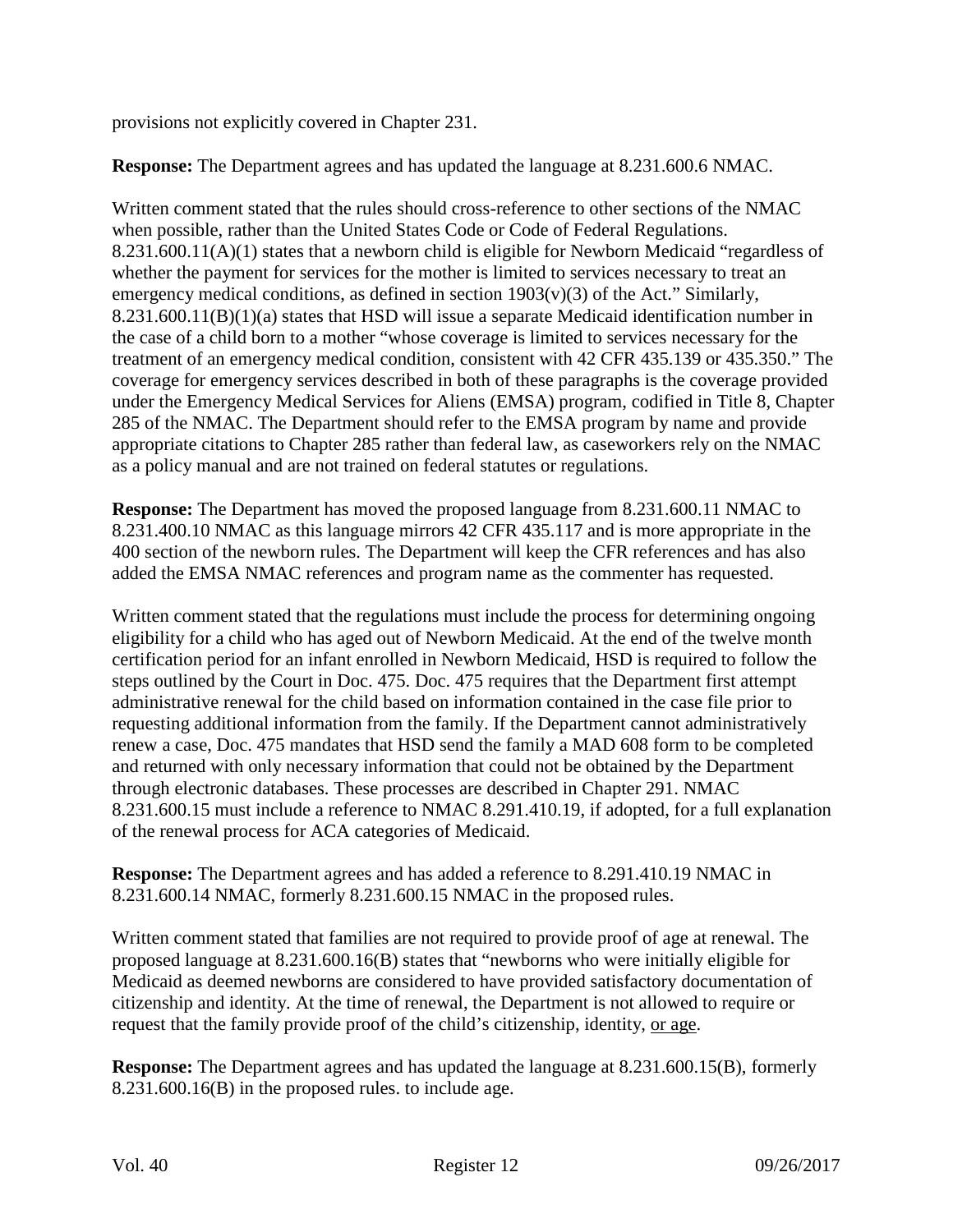provisions not explicitly covered in Chapter 231.

**Response:** The Department agrees and has updated the language at 8.231.600.6 NMAC.

Written comment stated that the rules should cross-reference to other sections of the NMAC when possible, rather than the United States Code or Code of Federal Regulations. 8.231.600.11(A)(1) states that a newborn child is eligible for Newborn Medicaid "regardless of whether the payment for services for the mother is limited to services necessary to treat an emergency medical conditions, as defined in section 1903(v)(3) of the Act." Similarly, 8.231.600.11(B)(1)(a) states that HSD will issue a separate Medicaid identification number in the case of a child born to a mother "whose coverage is limited to services necessary for the treatment of an emergency medical condition, consistent with 42 CFR 435.139 or 435.350." The coverage for emergency services described in both of these paragraphs is the coverage provided under the Emergency Medical Services for Aliens (EMSA) program, codified in Title 8, Chapter 285 of the NMAC. The Department should refer to the EMSA program by name and provide appropriate citations to Chapter 285 rather than federal law, as caseworkers rely on the NMAC as a policy manual and are not trained on federal statutes or regulations.

**Response:** The Department has moved the proposed language from 8.231.600.11 NMAC to 8.231.400.10 NMAC as this language mirrors 42 CFR 435.117 and is more appropriate in the 400 section of the newborn rules. The Department will keep the CFR references and has also added the EMSA NMAC references and program name as the commenter has requested.

Written comment stated that the regulations must include the process for determining ongoing eligibility for a child who has aged out of Newborn Medicaid. At the end of the twelve month certification period for an infant enrolled in Newborn Medicaid, HSD is required to follow the steps outlined by the Court in Doc. 475. Doc. 475 requires that the Department first attempt administrative renewal for the child based on information contained in the case file prior to requesting additional information from the family. If the Department cannot administratively renew a case, Doc. 475 mandates that HSD send the family a MAD 608 form to be completed and returned with only necessary information that could not be obtained by the Department through electronic databases. These processes are described in Chapter 291. NMAC 8.231.600.15 must include a reference to NMAC 8.291.410.19, if adopted, for a full explanation of the renewal process for ACA categories of Medicaid.

**Response:** The Department agrees and has added a reference to 8.291.410.19 NMAC in 8.231.600.14 NMAC, formerly 8.231.600.15 NMAC in the proposed rules.

Written comment stated that families are not required to provide proof of age at renewal. The proposed language at 8.231.600.16(B) states that "newborns who were initially eligible for Medicaid as deemed newborns are considered to have provided satisfactory documentation of citizenship and identity. At the time of renewal, the Department is not allowed to require or request that the family provide proof of the child's citizenship, identity, <u>or age</u>.

**Response:** The Department agrees and has updated the language at 8.231.600.15(B), formerly 8.231.600.16(B) in the proposed rules. to include age.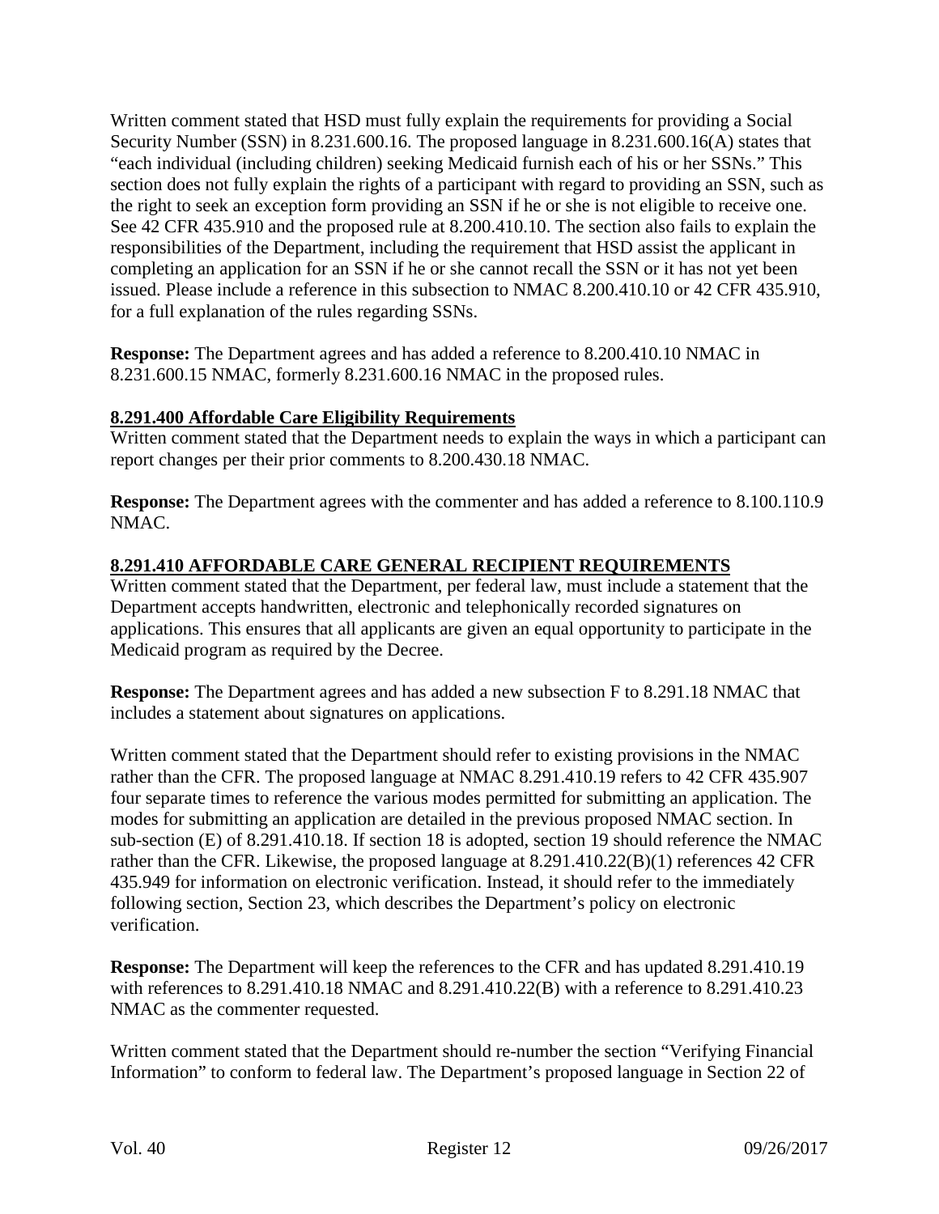Written comment stated that HSD must fully explain the requirements for providing a Social Security Number (SSN) in 8.231.600.16. The proposed language in 8.231.600.16(A) states that "each individual (including children) seeking Medicaid furnish each of his or her SSNs." This section does not fully explain the rights of a participant with regard to providing an SSN, such as the right to seek an exception form providing an SSN if he or she is not eligible to receive one. See 42 CFR 435.910 and the proposed rule at 8.200.410.10. The section also fails to explain the responsibilities of the Department, including the requirement that HSD assist the applicant in completing an application for an SSN if he or she cannot recall the SSN or it has not yet been issued. Please include a reference in this subsection to NMAC 8.200.410.10 or 42 CFR 435.910, for a full explanation of the rules regarding SSNs.

**Response:** The Department agrees and has added a reference to 8.200.410.10 NMAC in 8.231.600.15 NMAC, formerly 8.231.600.16 NMAC in the proposed rules.

**8.291.400 Affordable Care Eligibility Requirements**

Written comment stated that the Department needs to explain the ways in which a participant can report changes per their prior comments to 8.200.430.18 NMAC.

**Response:** The Department agrees with the commenter and has added a reference to 8.100.110.9 NMAC.

**8.291.410 AFFORDABLE CARE GENERAL RECIPIENT REQUIREMENTS**

Written comment stated that the Department, per federal law, must include a statement that the Department accepts handwritten, electronic and telephonically recorded signatures on applications. This ensures that all applicants are given an equal opportunity to participate in the Medicaid program as required by the Decree.

**Response:** The Department agrees and has added a new subsection F to 8.291.18 NMAC that includes a statement about signatures on applications.

Written comment stated that the Department should refer to existing provisions in the NMAC rather than the CFR. The proposed language at NMAC 8.291.410.19 refers to 42 CFR 435.907 four separate times to reference the various modes permitted for submitting an application. The modes for submitting an application are detailed in the previous proposed NMAC section. In sub-section (E) of 8.291.410.18. If section 18 is adopted, section 19 should reference the NMAC rather than the CFR. Likewise, the proposed language at 8.291.410.22(B)(1) references 42 CFR 435.949 for information on electronic verification. Instead, it should refer to the immediately following section, Section 23, which describes the Department's policy on electronic verification.

**Response:** The Department will keep the references to the CFR and has updated 8.291.410.19 with references to 8.291.410.18 NMAC and 8.291.410.22(B) with a reference to 8.291.410.23 NMAC as the commenter requested.

Written comment stated that the Department should re-number the section "Verifying Financial Information" to conform to federal law. The Department's proposed language in Section 22 of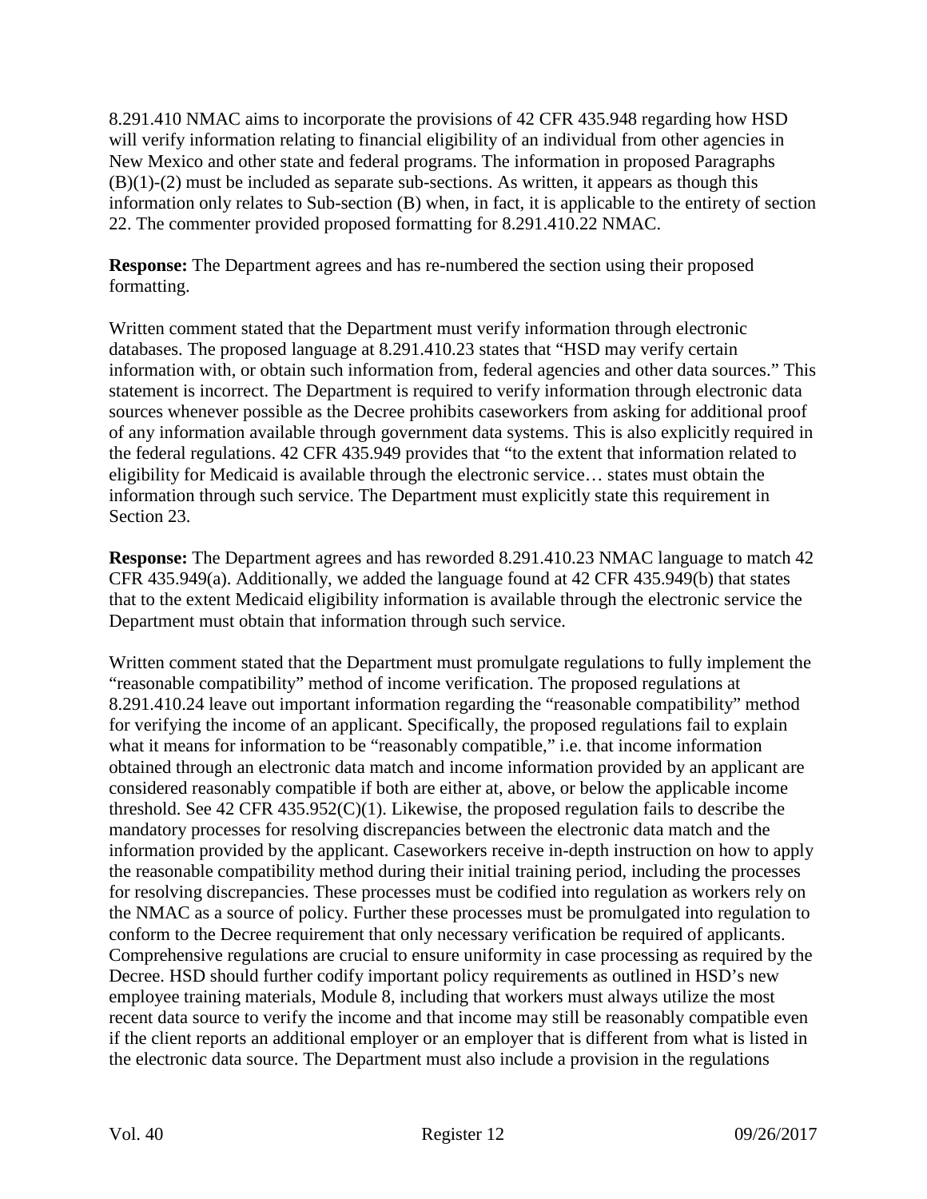8.291.410 NMAC aims to incorporate the provisions of 42 CFR 435.948 regarding how HSD will verify information relating to financial eligibility of an individual from other agencies in New Mexico and other state and federal programs. The information in proposed Paragraphs (B)(1)-(2) must be included as separate sub-sections. As written, it appears as though this information only relates to Sub-section (B) when, in fact, it is applicable to the entirety of section 22. The commenter provided proposed formatting for 8.291.410.22 NMAC.

**Response:** The Department agrees and has re-numbered the section using their proposed formatting.

Written comment stated that the Department must verify information through electronic databases. The proposed language at 8.291.410.23 states that "HSD may verify certain information with, or obtain such information from, federal agencies and other data sources." This statement is incorrect. The Department is required to verify information through electronic data sources whenever possible as the Decree prohibits caseworkers from asking for additional proof of any information available through government data systems. This is also explicitly required in the federal regulations. 42 CFR 435.949 provides that "to the extent that information related to eligibility for Medicaid is available through the electronic service… states must obtain the information through such service. The Department must explicitly state this requirement in Section 23.

**Response:** The Department agrees and has reworded 8.291.410.23 NMAC language to match 42 CFR 435.949(a). Additionally, we added the language found at 42 CFR 435.949(b) that states that to the extent Medicaid eligibility information is available through the electronic service the Department must obtain that information through such service.

Written comment stated that the Department must promulgate regulations to fully implement the "reasonable compatibility" method of income verification. The proposed regulations at 8.291.410.24 leave out important information regarding the "reasonable compatibility" method for verifying the income of an applicant. Specifically, the proposed regulations fail to explain what it means for information to be "reasonably compatible," i.e. that income information obtained through an electronic data match and income information provided by an applicant are considered reasonably compatible if both are either at, above, or below the applicable income threshold. See 42 CFR 435.952(C)(1). Likewise, the proposed regulation fails to describe the mandatory processes for resolving discrepancies between the electronic data match and the information provided by the applicant. Caseworkers receive in-depth instruction on how to apply the reasonable compatibility method during their initial training period, including the processes for resolving discrepancies. These processes must be codified into regulation as workers rely on the NMAC as a source of policy. Further these processes must be promulgated into regulation to conform to the Decree requirement that only necessary verification be required of applicants. Comprehensive regulations are crucial to ensure uniformity in case processing as required by the Decree. HSD should further codify important policy requirements as outlined in HSD's new employee training materials, Module 8, including that workers must always utilize the most recent data source to verify the income and that income may still be reasonably compatible even if the client reports an additional employer or an employer that is different from what is listed in the electronic data source. The Department must also include a provision in the regulations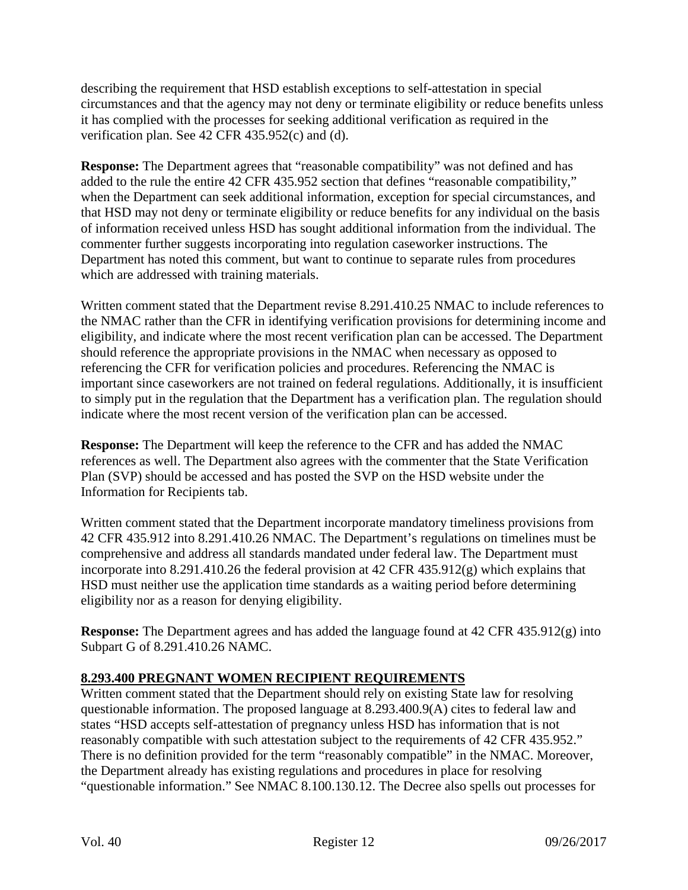describing the requirement that HSD establish exceptions to self-attestation in special circumstances and that the agency may not deny or terminate eligibility or reduce benefits unless it has complied with the processes for seeking additional verification as required in the verification plan. See 42 CFR 435.952(c) and (d).

**Response:** The Department agrees that "reasonable compatibility" was not defined and has added to the rule the entire 42 CFR 435.952 section that defines "reasonable compatibility," when the Department can seek additional information, exception for special circumstances, and that HSD may not deny or terminate eligibility or reduce benefits for any individual on the basis of information received unless HSD has sought additional information from the individual. The commenter further suggests incorporating into regulation caseworker instructions. The Department has noted this comment, but want to continue to separate rules from procedures which are addressed with training materials.

Written comment stated that the Department revise 8.291.410.25 NMAC to include references to the NMAC rather than the CFR in identifying verification provisions for determining income and eligibility, and indicate where the most recent verification plan can be accessed. The Department should reference the appropriate provisions in the NMAC when necessary as opposed to referencing the CFR for verification policies and procedures. Referencing the NMAC is important since caseworkers are not trained on federal regulations. Additionally, it is insufficient to simply put in the regulation that the Department has a verification plan. The regulation should indicate where the most recent version of the verification plan can be accessed.

**Response:** The Department will keep the reference to the CFR and has added the NMAC references as well. The Department also agrees with the commenter that the State Verification Plan (SVP) should be accessed and has posted the SVP on the HSD website under the Information for Recipients tab.

Written comment stated that the Department incorporate mandatory timeliness provisions from 42 CFR 435.912 into 8.291.410.26 NMAC. The Department's regulations on timelines must be comprehensive and address all standards mandated under federal law. The Department must incorporate into 8.291.410.26 the federal provision at 42 CFR 435.912(g) which explains that HSD must neither use the application time standards as a waiting period before determining eligibility nor as a reason for denying eligibility.

**Response:** The Department agrees and has added the language found at 42 CFR 435.912(g) into Subpart G of 8.291.410.26 NAMC.

**8.293.400 PREGNANT WOMEN RECIPIENT REQUIREMENTS**

Written comment stated that the Department should rely on existing State law for resolving questionable information. The proposed language at 8.293.400.9(A) cites to federal law and states "HSD accepts self-attestation of pregnancy unless HSD has information that is not reasonably compatible with such attestation subject to the requirements of 42 CFR 435.952." There is no definition provided for the term "reasonably compatible" in the NMAC. Moreover, the Department already has existing regulations and procedures in place for resolving "questionable information." See NMAC 8.100.130.12. The Decree also spells out processes for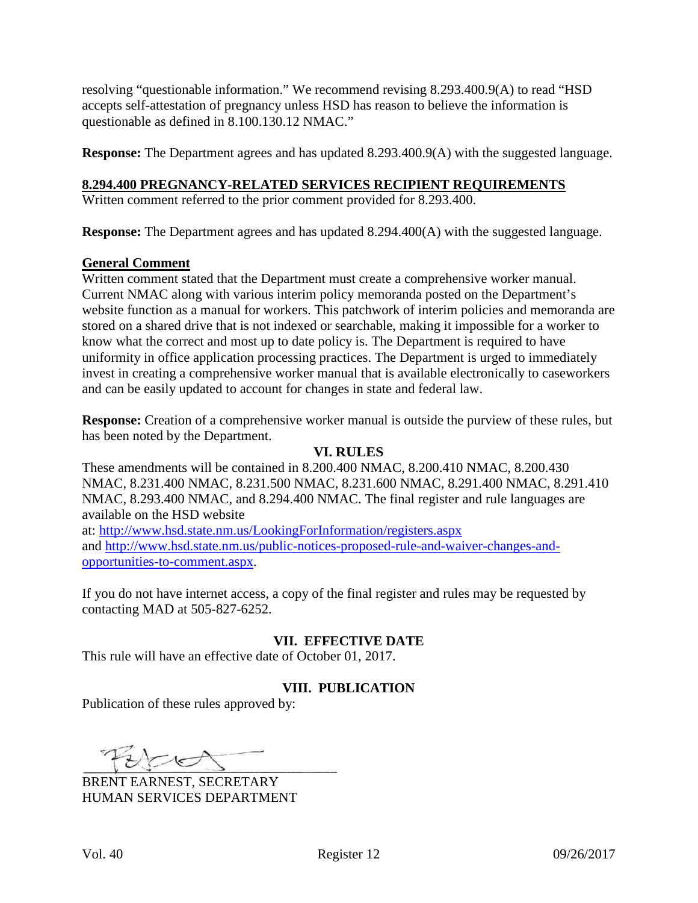resolving "questionable information." We recommend revising 8.293.400.9(A) to read "HSD accepts self-attestation of pregnancy unless HSD has reason to believe the information is questionable as defined in 8.100.130.12 NMAC."

**Response:** The Department agrees and has updated 8.293.400.9(A) with the suggested language.

**8.294.400 PREGNANCY-RELATED SERVICES RECIPIENT REQUIREMENTS**

Written comment referred to the prior comment provided for 8.293.400.

**Response:** The Department agrees and has updated 8.294.400(A) with the suggested language.

**General Comment**

Written comment stated that the Department must create a comprehensive worker manual. Current NMAC along with various interim policy memoranda posted on the Department's website function as a manual for workers. This patchwork of interim policies and memoranda are stored on a shared drive that is not indexed or searchable, making it impossible for a worker to know what the correct and most up to date policy is. The Department is required to have uniformity in office application processing practices. The Department is urged to immediately invest in creating a comprehensive worker manual that is available electronically to caseworkers and can be easily updated to account for changes in state and federal law.

**Response:** Creation of a comprehensive worker manual is outside the purview of these rules, but has been noted by the Department.

## VI. RULES

These amendments will be contained in 8.200.400 NMAC, 8.200.410 NMAC, 8.200.430 NMAC, 8.231.400 NMAC, 8.231.500 NMAC, 8.231.600 NMAC, 8.291.400 NMAC, 8.291.410 NMAC, 8.293.400 NMAC, and 8.294.400 NMAC. The final register and rule languages are available on the HSD website at: http://www.hsd.state.nm.us/LookingForInformation/registers.aspx and http://www.hsd.state.nm.us/public-notices-proposed-rule-and-waiver-changes-and-opportunities-to-comment.aspx.

If you do not have internet access, a copy of the final register and rules may be requested by contacting MAD at 505-827-6252.

## VII. EFFECTIVE DATE

This rule will have an effective date of October 01, 2017.

## VIII. PUBLICATION

Publication of these rules approved by:

BRENT EARNEST, SECRETARY
HUMAN SERVICES DEPARTMENT